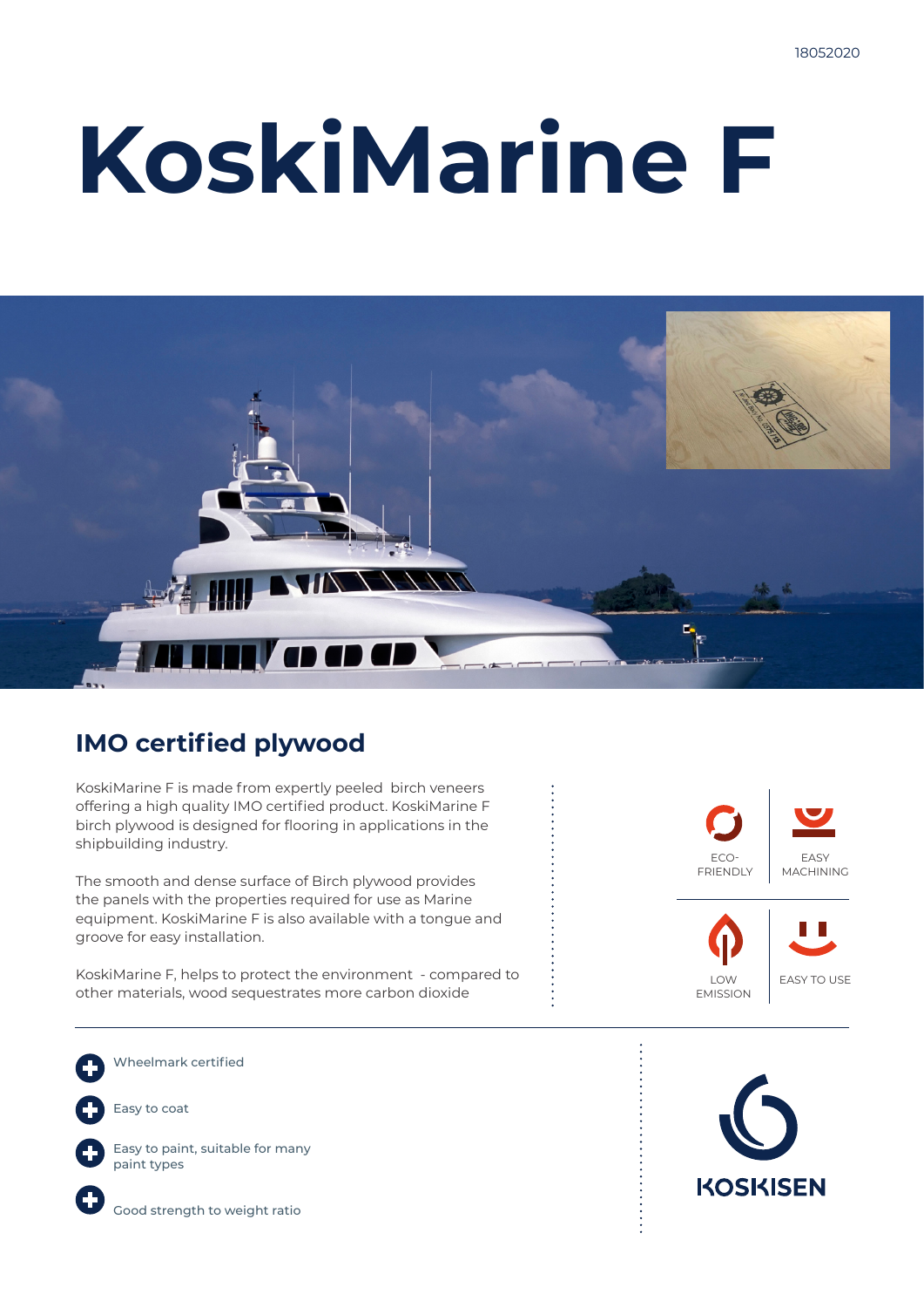18052020

# KoskiMarine F

## IMO certified plywood

KoskiMarine F is made from expertly peeled birch veneers offering a high quality IMO certified product. KoskiMarine F birch plywood is designed for flooring in applications in the shipbuilding industry.

The smooth and dense surface of Birch plywood provides the panels with the properties required for use as Marine equipment. KoskiMarine F is also available with a tongue and groove for easy installation.

KoskiMarine F, helps to protect the environment - compared to other materials, wood sequestrates more carbon dioxide

ECO-FRIENDLY

EASY MACHINING

LOW EMISSION

EASY TO USE

- Wheelmark certified
- Easy to coat
- Easy to paint, suitable for many paint types
- Good strength to weight ratio

KOSKISEN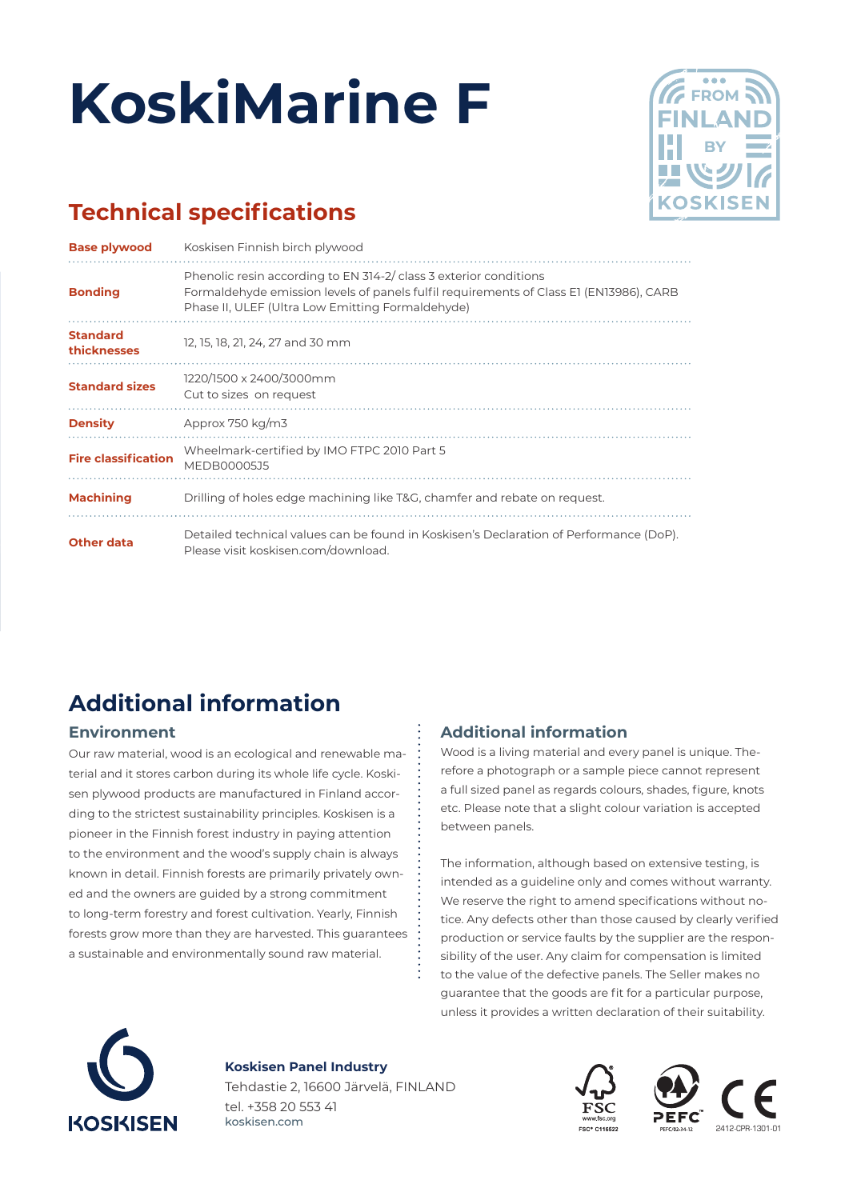# KoskiMarine F

## Technical specifications

| | |
|---|---|
| **Base plywood** | Koskisen Finnish birch plywood |
| **Bonding** | Phenolic resin according to EN 314-2/ class 3 exterior conditions<br>Formaldehyde emission levels of panels fulfil requirements of Class E1 (EN13986), CARB Phase II, ULEF (Ultra Low Emitting Formaldehyde) |
| **Standard thicknesses** | 12, 15, 18, 21, 24, 27 and 30 mm |
| **Standard sizes** | 1220/1500 x 2400/3000mm<br>Cut to sizes on request |
| **Density** | Approx 750 kg/m3 |
| **Fire classification** | Wheelmark-certified by IMO FTPC 2010 Part 5<br>MEDB00005J5 |
| **Machining** | Drilling of holes edge machining like T&G, chamfer and rebate on request. |
| **Other data** | Detailed technical values can be found in Koskisen's Declaration of Performance (DoP). Please visit koskisen.com/download. |

## Additional information

### Environment

Our raw material, wood is an ecological and renewable material and it stores carbon during its whole life cycle. Koskisen plywood products are manufactured in Finland according to the strictest sustainability principles. Koskisen is a pioneer in the Finnish forest industry in paying attention to the environment and the wood's supply chain is always known in detail. Finnish forests are primarily privately owned and the owners are guided by a strong commitment to long-term forestry and forest cultivation. Yearly, Finnish forests grow more than they are harvested. This guarantees a sustainable and environmentally sound raw material.

### Additional information

Wood is a living material and every panel is unique. Therefore a photograph or a sample piece cannot represent a full sized panel as regards colours, shades, figure, knots etc. Please note that a slight colour variation is accepted between panels.

The information, although based on extensive testing, is intended as a guideline only and comes without warranty. We reserve the right to amend specifications without notice. Any defects other than those caused by clearly verified production or service faults by the supplier are the responsibility of the user. Any claim for compensation is limited to the value of the defective panels. The Seller makes no guarantee that the goods are fit for a particular purpose, unless it provides a written declaration of their suitability.

**Koskisen Panel Industry**
Tehdastie 2, 16600 Järvelä, FINLAND
tel. +358 20 553 41
koskisen.com

FSC® C116522 PEFC/02-34-12 2412-CPR-1301-01